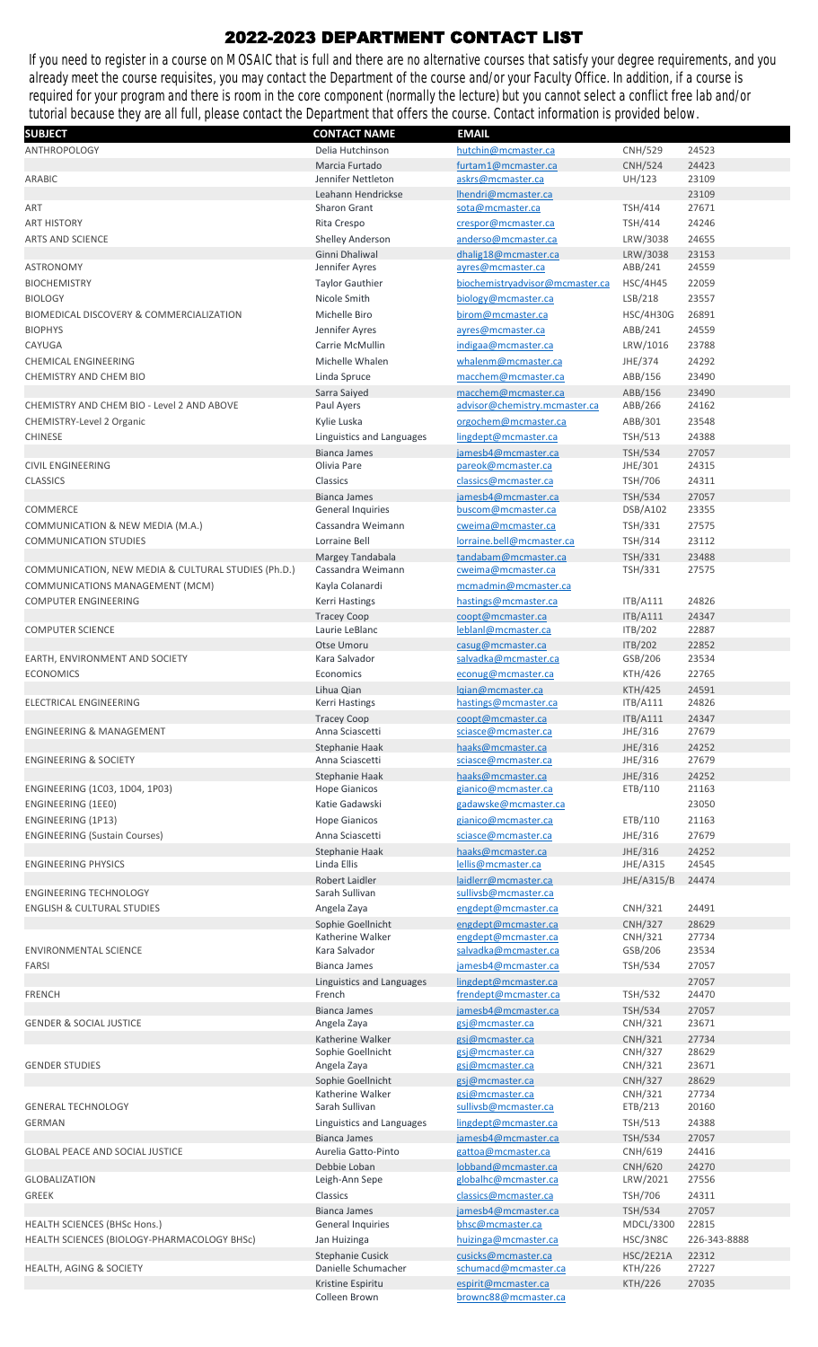# 2022-2023 DEPARTMENT CONTACT LIST

If you need to register in a course on MOSAIC that is full and there are no alternative courses that satisfy your degree requirements, and you already meet the course requisites, you may contact the Department of the course and/or your Faculty Office. In addition, if a course is required for your program and there is room in the core component (normally the lecture) but you cannot select a conflict free lab and/or tutorial because they are all full, please contact the Department that offers the course. Contact information is provided below.

| SUBJECT | CONTACT NAME | EMAIL | | |
|---|---|---|---|---|
| ANTHROPOLOGY | Delia Hutchinson | hutchin@mcmaster.ca | CNH/529 | 24523 |
| | Marcia Furtado | furtam1@mcmaster.ca | CNH/524 | 24423 |
| ARABIC | Jennifer Nettleton | askrs@mcmaster.ca | UH/123 | 23109 |
| | Leahann Hendrickse | lhendri@mcmaster.ca | | 23109 |
| ART | Sharon Grant | sota@mcmaster.ca | TSH/414 | 27671 |
| ART HISTORY | Rita Crespo | crespor@mcmaster.ca | TSH/414 | 24246 |
| ARTS AND SCIENCE | Shelley Anderson | anderso@mcmaster.ca | LRW/3038 | 24655 |
| | Ginni Dhaliwal | dhalig18@mcmaster.ca | LRW/3038 | 23153 |
| ASTRONOMY | Jennifer Ayres | ayres@mcmaster.ca | ABB/241 | 24559 |
| BIOCHEMISTRY | Taylor Gauthier | biochemistryadvisor@mcmaster.ca | HSC/4H45 | 22059 |
| BIOLOGY | Nicole Smith | biology@mcmaster.ca | LSB/218 | 23557 |
| BIOMEDICAL DISCOVERY & COMMERCIALIZATION | Michelle Biro | birom@mcmaster.ca | HSC/4H30G | 26891 |
| BIOPHYS | Jennifer Ayres | ayres@mcmaster.ca | ABB/241 | 24559 |
| CAYUGA | Carrie McMullin | indigaa@mcmaster.ca | LRW/1016 | 23788 |
| CHEMICAL ENGINEERING | Michelle Whalen | whalenm@mcmaster.ca | JHE/374 | 24292 |
| CHEMISTRY AND CHEM BIO | Linda Spruce | macchem@mcmaster.ca | ABB/156 | 23490 |
| | Sarra Saiyed | macchem@mcmaster.ca | ABB/156 | 23490 |
| CHEMISTRY AND CHEM BIO - Level 2 AND ABOVE | Paul Ayers | advisor@chemistry.mcmaster.ca | ABB/266 | 24162 |
| CHEMISTRY-Level 2 Organic | Kylie Luska | orgochem@mcmaster.ca | ABB/301 | 23548 |
| CHINESE | Linguistics and Languages | lingdept@mcmaster.ca | TSH/513 | 24388 |
| | Bianca James | jamesb4@mcmaster.ca | TSH/534 | 27057 |
| CIVIL ENGINEERING | Olivia Pare | pareok@mcmaster.ca | JHE/301 | 24315 |
| CLASSICS | Classics | classics@mcmaster.ca | TSH/706 | 24311 |
| | Bianca James | jamesb4@mcmaster.ca | TSH/534 | 27057 |
| COMMERCE | General Inquiries | buscom@mcmaster.ca | DSB/A102 | 23355 |
| COMMUNICATION & NEW MEDIA (M.A.) | Cassandra Weimann | cweima@mcmaster.ca | TSH/331 | 27575 |
| COMMUNICATION STUDIES | Lorraine Bell | lorraine.bell@mcmaster.ca | TSH/314 | 23112 |
| | Margey Tandabala | tandabam@mcmaster.ca | TSH/331 | 23488 |
| COMMUNICATION, NEW MEDIA & CULTURAL STUDIES (Ph.D.) | Cassandra Weimann | cweima@mcmaster.ca | TSH/331 | 27575 |
| COMMUNICATIONS MANAGEMENT (MCM) | Kayla Colanardi | mcmadmin@mcmaster.ca | | |
| COMPUTER ENGINEERING | Kerri Hastings | hastings@mcmaster.ca | ITB/A111 | 24826 |
| | Tracey Coop | coopt@mcmaster.ca | ITB/A111 | 24347 |
| COMPUTER SCIENCE | Laurie LeBlanc | leblanl@mcmaster.ca | ITB/202 | 22887 |
| | Otse Umoru | casug@mcmaster.ca | ITB/202 | 22852 |
| EARTH, ENVIRONMENT AND SOCIETY | Kara Salvador | salvadka@mcmaster.ca | GSB/206 | 23534 |
| ECONOMICS | Economics | econug@mcmaster.ca | KTH/426 | 22765 |
| | Lihua Qian | lqian@mcmaster.ca | KTH/425 | 24591 |
| ELECTRICAL ENGINEERING | Kerri Hastings | hastings@mcmaster.ca | ITB/A111 | 24826 |
| | Tracey Coop | coopt@mcmaster.ca | ITB/A111 | 24347 |
| ENGINEERING & MANAGEMENT | Anna Sciascetti | sciasce@mcmaster.ca | JHE/316 | 27679 |
| | Stephanie Haak | haaks@mcmaster.ca | JHE/316 | 24252 |
| ENGINEERING & SOCIETY | Anna Sciascetti | sciasce@mcmaster.ca | JHE/316 | 27679 |
| | Stephanie Haak | haaks@mcmaster.ca | JHE/316 | 24252 |
| ENGINEERING (1C03, 1D04, 1P03) | Hope Gianicos | gianico@mcmaster.ca | ETB/110 | 21163 |
| ENGINEERING (1EE0) | Katie Gadawski | gadawske@mcmaster.ca | | 23050 |
| ENGINEERING (1P13) | Hope Gianicos | gianico@mcmaster.ca | ETB/110 | 21163 |
| ENGINEERING (Sustain Courses) | Anna Sciascetti | sciasce@mcmaster.ca | JHE/316 | 27679 |
| | Stephanie Haak | haaks@mcmaster.ca | JHE/316 | 24252 |
| ENGINEERING PHYSICS | Linda Ellis | lellis@mcmaster.ca | JHE/A315 | 24545 |
| | Robert Laidler | laidlerr@mcmaster.ca | JHE/A315/B | 24474 |
| ENGINEERING TECHNOLOGY | Sarah Sullivan | sullivsb@mcmaster.ca | | |
| ENGLISH & CULTURAL STUDIES | Angela Zaya | engdept@mcmaster.ca | CNH/321 | 24491 |
| | Sophie Goellnicht | engdept@mcmaster.ca | CNH/327 | 28629 |
| | Katherine Walker | engdept@mcmaster.ca | CNH/321 | 27734 |
| ENVIRONMENTAL SCIENCE | Kara Salvador | salvadka@mcmaster.ca | GSB/206 | 23534 |
| FARSI | Bianca James | jamesb4@mcmaster.ca | TSH/534 | 27057 |
| | Linguistics and Languages | lingdept@mcmaster.ca | | 27057 |
| FRENCH | French | frendept@mcmaster.ca | TSH/532 | 24470 |
| | Bianca James | jamesb4@mcmaster.ca | TSH/534 | 27057 |
| GENDER & SOCIAL JUSTICE | Angela Zaya | gsj@mcmaster.ca | CNH/321 | 23671 |
| | Katherine Walker | gsj@mcmaster.ca | CNH/321 | 27734 |
| | Sophie Goellnicht | gsj@mcmaster.ca | CNH/327 | 28629 |
| GENDER STUDIES | Angela Zaya | gsj@mcmaster.ca | CNH/321 | 23671 |
| | Sophie Goellnicht | gsj@mcmaster.ca | CNH/327 | 28629 |
| | Katherine Walker | gsj@mcmaster.ca | CNH/321 | 27734 |
| GENERAL TECHNOLOGY | Sarah Sullivan | sullivsb@mcmaster.ca | ETB/213 | 20160 |
| GERMAN | Linguistics and Languages | lingdept@mcmaster.ca | TSH/513 | 24388 |
| | Bianca James | jamesb4@mcmaster.ca | TSH/534 | 27057 |
| GLOBAL PEACE AND SOCIAL JUSTICE | Aurelia Gatto-Pinto | gattoa@mcmaster.ca | CNH/619 | 24416 |
| | Debbie Loban | lobband@mcmaster.ca | CNH/620 | 24270 |
| GLOBALIZATION | Leigh-Ann Sepe | globalhc@mcmaster.ca | LRW/2021 | 27556 |
| GREEK | Classics | classics@mcmaster.ca | TSH/706 | 24311 |
| | Bianca James | jamesb4@mcmaster.ca | TSH/534 | 27057 |
| HEALTH SCIENCES (BHSc Hons.) | General Inquiries | bhsc@mcmaster.ca | MDCL/3300 | 22815 |
| HEALTH SCIENCES (BIOLOGY-PHARMACOLOGY BHSc) | Jan Huizinga | huizinga@mcmaster.ca | HSC/3N8C | 226-343-8888 |
| | Stephanie Cusick | cusicks@mcmaster.ca | HSC/2E21A | 22312 |
| HEALTH, AGING & SOCIETY | Danielle Schumacher | schumacd@mcmaster.ca | KTH/226 | 27227 |
| | Kristine Espiritu | espirit@mcmaster.ca | KTH/226 | 27035 |
| | Colleen Brown | brownc88@mcmaster.ca | | |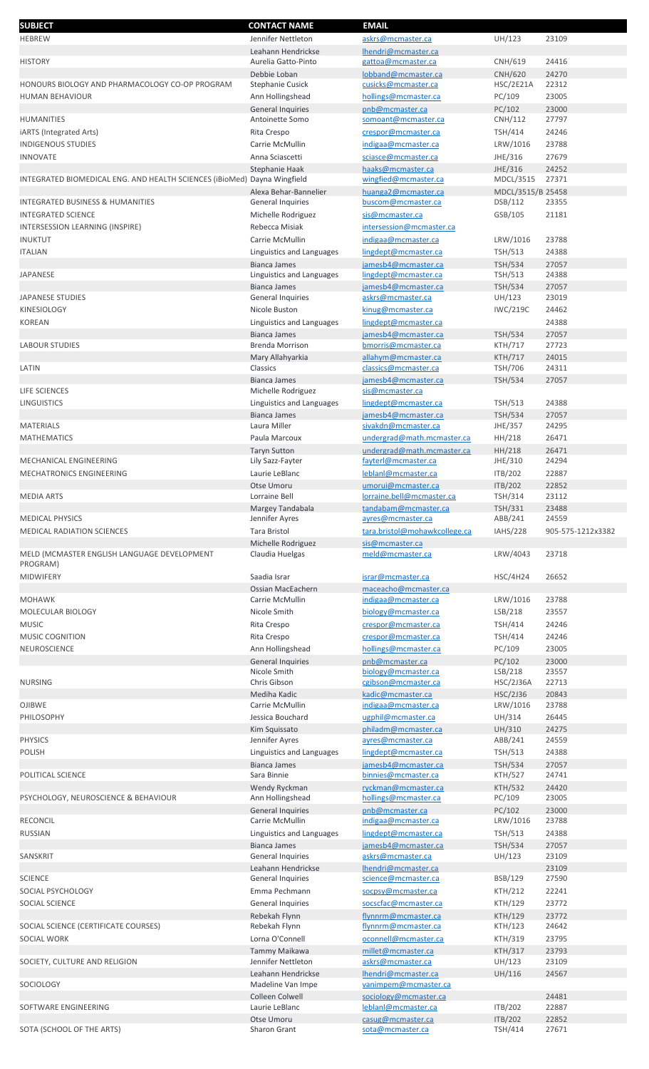| SUBJECT | CONTACT NAME | EMAIL | | |
|---|---|---|---|---|
| HEBREW | Jennifer Nettleton | askrs@mcmaster.ca | UH/123 | 23109 |
| | Leahann Hendrickse | lhendri@mcmaster.ca | | |
| HISTORY | Aurelia Gatto-Pinto | gattoa@mcmaster.ca | CNH/619 | 24416 |
| | Debbie Loban | lobband@mcmaster.ca | CNH/620 | 24270 |
| HONOURS BIOLOGY AND PHARMACOLOGY CO-OP PROGRAM | Stephanie Cusick | cusicks@mcmaster.ca | HSC/2E21A | 22312 |
| HUMAN BEHAVIOUR | Ann Hollingshead | hollings@mcmaster.ca | PC/109 | 23005 |
| | General Inquiries | pnb@mcmaster.ca | PC/102 | 23000 |
| HUMANITIES | Antoinette Somo | somoant@mcmaster.ca | CNH/112 | 27797 |
| iARTS (Integrated Arts) | Rita Crespo | crespor@mcmaster.ca | TSH/414 | 24246 |
| INDIGENOUS STUDIES | Carrie McMullin | indigaa@mcmaster.ca | LRW/1016 | 23788 |
| INNOVATE | Anna Sciascetti | sciasce@mcmaster.ca | JHE/316 | 27679 |
| | Stephanie Haak | haaks@mcmaster.ca | JHE/316 | 24252 |
| INTEGRATED BIOMEDICAL ENG. AND HEALTH SCIENCES (iBioMed) | Dayna Wingfield | wingfied@mcmaster.ca | MDCL/3515 | 27371 |
| | Alexa Behar-Bannelier | huanga2@mcmaster.ca | MDCL/3515/B | 25458 |
| INTEGRATED BUSINESS & HUMANITIES | General Inquiries | buscom@mcmaster.ca | DSB/112 | 23355 |
| INTEGRATED SCIENCE | Michelle Rodriguez | sis@mcmaster.ca | GSB/105 | 21181 |
| INTERSESSION LEARNING (INSPIRE) | Rebecca Misiak | intersession@mcmaster.ca | | |
| INUKTUT | Carrie McMullin | indigaa@mcmaster.ca | LRW/1016 | 23788 |
| ITALIAN | Linguistics and Languages | lingdept@mcmaster.ca | TSH/513 | 24388 |
| | Bianca James | jamesb4@mcmaster.ca | TSH/534 | 27057 |
| JAPANESE | Linguistics and Languages | lingdept@mcmaster.ca | TSH/513 | 24388 |
| | Bianca James | jamesb4@mcmaster.ca | TSH/534 | 27057 |
| JAPANESE STUDIES | General Inquiries | askrs@mcmaster.ca | UH/123 | 23019 |
| KINESIOLOGY | Nicole Buston | kinug@mcmaster.ca | IWC/219C | 24462 |
| KOREAN | Linguistics and Languages | lingdept@mcmaster.ca | | 24388 |
| | Bianca James | jamesb4@mcmaster.ca | TSH/534 | 27057 |
| LABOUR STUDIES | Brenda Morrison | bmorris@mcmaster.ca | KTH/717 | 27723 |
| | Mary Allahyarkia | allahym@mcmaster.ca | KTH/717 | 24015 |
| LATIN | Classics | classics@mcmaster.ca | TSH/706 | 24311 |
| | Bianca James | jamesb4@mcmaster.ca | TSH/534 | 27057 |
| LIFE SCIENCES | Michelle Rodriguez | sis@mcmaster.ca | | |
| LINGUISTICS | Linguistics and Languages | lingdept@mcmaster.ca | TSH/513 | 24388 |
| | Bianca James | jamesb4@mcmaster.ca | TSH/534 | 27057 |
| MATERIALS | Laura Miller | sivakdn@mcmaster.ca | JHE/357 | 24295 |
| MATHEMATICS | Paula Marcoux | undergrad@math.mcmaster.ca | HH/218 | 26471 |
| | Taryn Sutton | undergrad@math.mcmaster.ca | HH/218 | 26471 |
| MECHANICAL ENGINEERING | Lily Sazz-Fayter | fayterl@mcmaster.ca | JHE/310 | 24294 |
| MECHATRONICS ENGINEERING | Laurie LeBlanc | leblanl@mcmaster.ca | ITB/202 | 22887 |
| | Otse Umoru | umorui@mcmaster.ca | ITB/202 | 22852 |
| MEDIA ARTS | Lorraine Bell | lorraine.bell@mcmaster.ca | TSH/314 | 23112 |
| | Margey Tandabala | tandabam@mcmaster.ca | TSH/331 | 23488 |
| MEDICAL PHYSICS | Jennifer Ayres | ayres@mcmaster.ca | ABB/241 | 24559 |
| MEDICAL RADIATION SCIENCES | Tara Bristol | tara.bristol@mohawkcollege.ca | IAHS/228 | 905-575-1212x3382 |
| | Michelle Rodriguez | sis@mcmaster.ca | | |
| MELD (MCMASTER ENGLISH LANGUAGE DEVELOPMENT PROGRAM) | Claudia Huelgas | meld@mcmaster.ca | LRW/4043 | 23718 |
| MIDWIFERY | Saadia Israr | israr@mcmaster.ca | HSC/4H24 | 26652 |
| | Ossian MacEachern | maceacho@mcmaster.ca | | |
| MOHAWK | Carrie McMullin | indigaa@mcmaster.ca | LRW/1016 | 23788 |
| MOLECULAR BIOLOGY | Nicole Smith | biology@mcmaster.ca | LSB/218 | 23557 |
| MUSIC | Rita Crespo | crespor@mcmaster.ca | TSH/414 | 24246 |
| MUSIC COGNITION | Rita Crespo | crespor@mcmaster.ca | TSH/414 | 24246 |
| NEUROSCIENCE | Ann Hollingshead | hollings@mcmaster.ca | PC/109 | 23005 |
| | General Inquiries | pnb@mcmaster.ca | PC/102 | 23000 |
| | Nicole Smith | biology@mcmaster.ca | LSB/218 | 23557 |
| NURSING | Chris Gibson | cgibson@mcmaster.ca | HSC/2J36A | 22713 |
| | Mediha Kadic | kadic@mcmaster.ca | HSC/2J36 | 20843 |
| OJIBWE | Carrie McMullin | indigaa@mcmaster.ca | LRW/1016 | 23788 |
| PHILOSOPHY | Jessica Bouchard | ugphil@mcmaster.ca | UH/314 | 26445 |
| | Kim Squissato | philadm@mcmaster.ca | UH/310 | 24275 |
| PHYSICS | Jennifer Ayres | ayres@mcmaster.ca | ABB/241 | 24559 |
| POLISH | Linguistics and Languages | lingdept@mcmaster.ca | TSH/513 | 24388 |
| | Bianca James | jamesb4@mcmaster.ca | TSH/534 | 27057 |
| POLITICAL SCIENCE | Sara Binnie | binnies@mcmaster.ca | KTH/527 | 24741 |
| | Wendy Ryckman | ryckman@mcmaster.ca | KTH/532 | 24420 |
| PSYCHOLOGY, NEUROSCIENCE & BEHAVIOUR | Ann Hollingshead | hollings@mcmaster.ca | PC/109 | 23005 |
| | General Inquiries | pnb@mcmaster.ca | PC/102 | 23000 |
| RECONCIL | Carrie McMullin | indigaa@mcmaster.ca | LRW/1016 | 23788 |
| RUSSIAN | Linguistics and Languages | lingdept@mcmaster.ca | TSH/513 | 24388 |
| | Bianca James | jamesb4@mcmaster.ca | TSH/534 | 27057 |
| SANSKRIT | General Inquiries | askrs@mcmaster.ca | UH/123 | 23109 |
| | Leahann Hendrickse | lhendri@mcmaster.ca | | 23109 |
| SCIENCE | General Inquiries | science@mcmaster.ca | BSB/129 | 27590 |
| SOCIAL PSYCHOLOGY | Emma Pechmann | socpsy@mcmaster.ca | KTH/212 | 22241 |
| SOCIAL SCIENCE | General Inquiries | socscfac@mcmaster.ca | KTH/129 | 23772 |
| | Rebekah Flynn | flynnrm@mcmaster.ca | KTH/129 | 23772 |
| SOCIAL SCIENCE (CERTIFICATE COURSES) | Rebekah Flynn | flynnrm@mcmaster.ca | KTH/123 | 24642 |
| SOCIAL WORK | Lorna O'Connell | oconnell@mcmaster.ca | KTH/319 | 23795 |
| | Tammy Maikawa | millet@mcmaster.ca | KTH/317 | 23793 |
| SOCIETY, CULTURE AND RELIGION | Jennifer Nettleton | askrs@mcmaster.ca | UH/123 | 23109 |
| | Leahann Hendrickse | lhendri@mcmaster.ca | UH/116 | 24567 |
| SOCIOLOGY | Madeline Van Impe | vanimpem@mcmaster.ca | | |
| | Colleen Colwell | sociology@mcmaster.ca | | 24481 |
| SOFTWARE ENGINEERING | Laurie LeBlanc | leblanl@mcmaster.ca | ITB/202 | 22887 |
| | Otse Umoru | casug@mcmaster.ca | ITB/202 | 22852 |
| SOTA (SCHOOL OF THE ARTS) | Sharon Grant | sota@mcmaster.ca | TSH/414 | 27671 |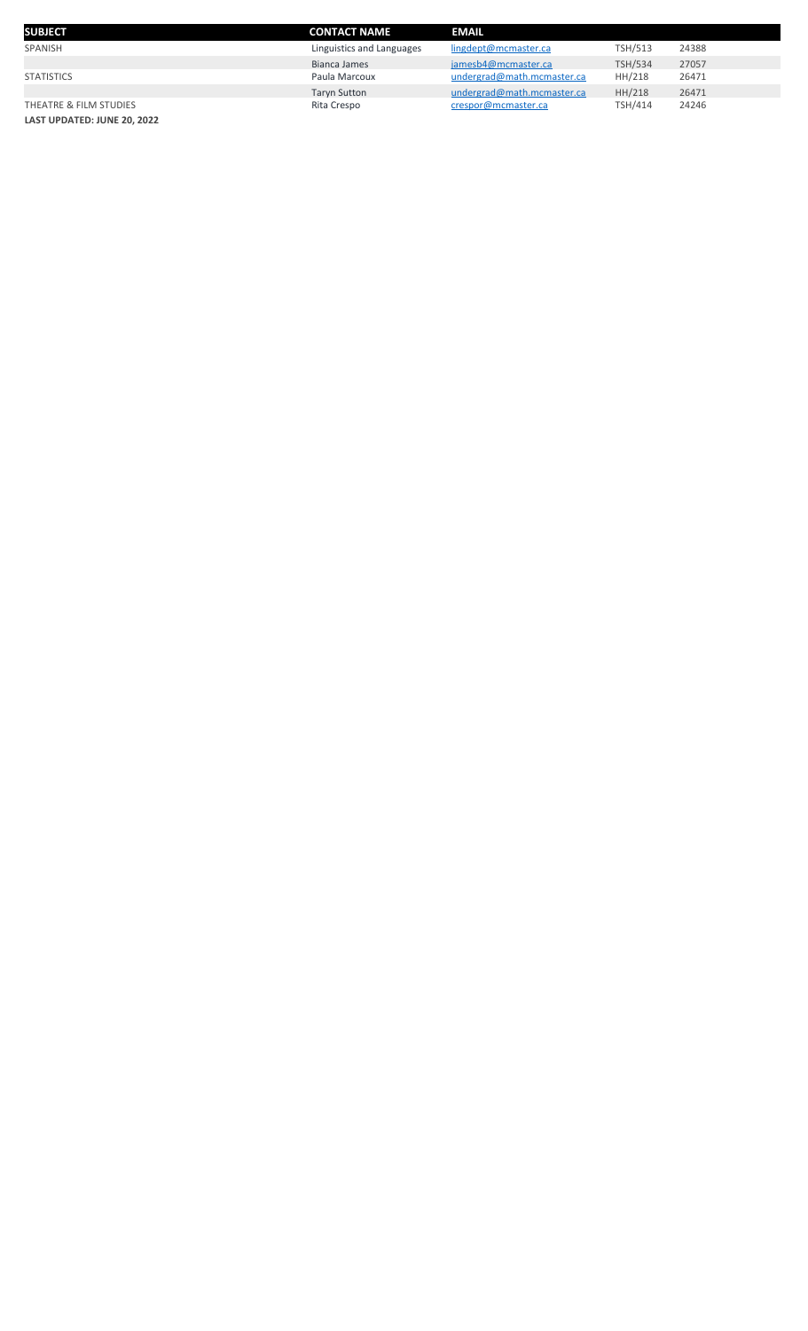| SUBJECT | CONTACT NAME | EMAIL | | |
|---|---|---|---|---|
| SPANISH | Linguistics and Languages | lingdept@mcmaster.ca | TSH/513 | 24388 |
| | Bianca James | jamesb4@mcmaster.ca | TSH/534 | 27057 |
| STATISTICS | Paula Marcoux | undergrad@math.mcmaster.ca | HH/218 | 26471 |
| | Taryn Sutton | undergrad@math.mcmaster.ca | HH/218 | 26471 |
| THEATRE & FILM STUDIES | Rita Crespo | crespor@mcmaster.ca | TSH/414 | 24246 |

**LAST UPDATED: JUNE 20, 2022**